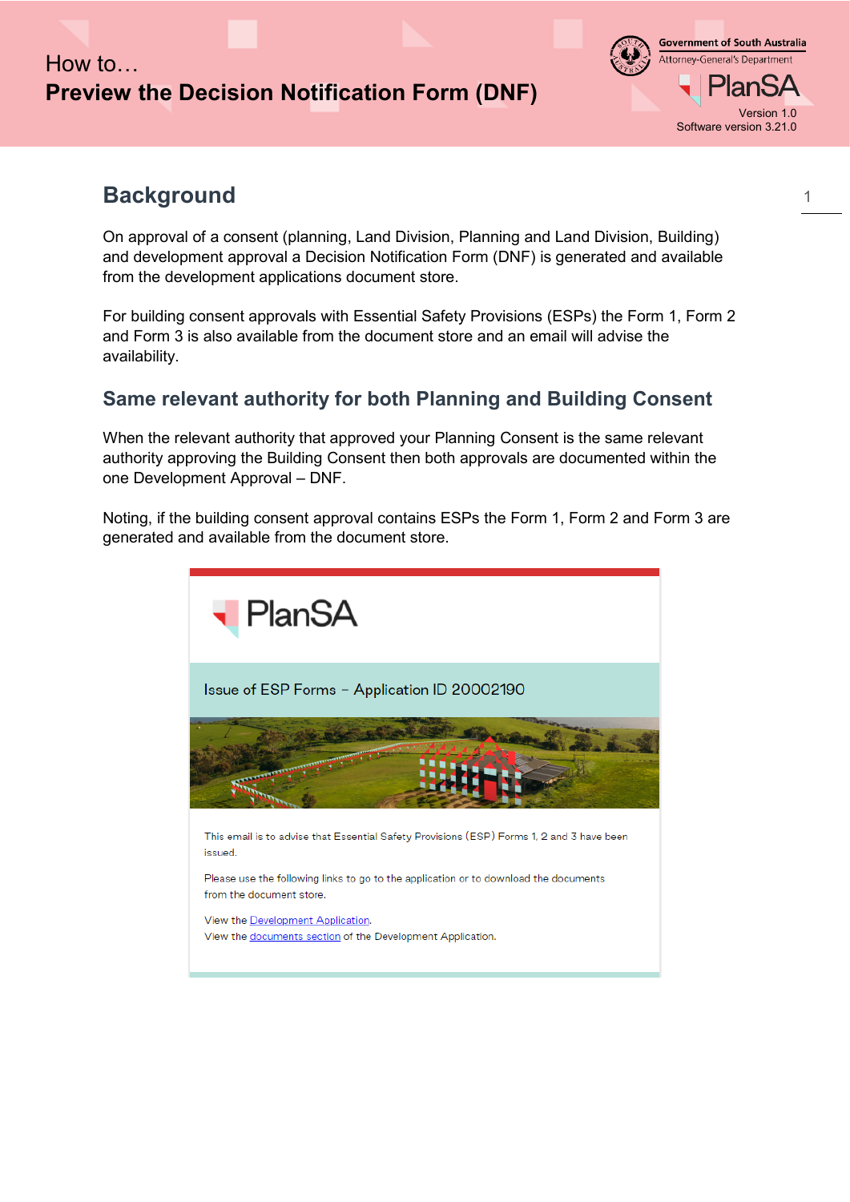How to…

# Preview the Decision Notification Form (DNF)

Government of South Australia
Attorney-General's Department

PlanSA

Version 1.0
Software version 3.21.0

## Background

On approval of a consent (planning, Land Division, Planning and Land Division, Building) and development approval a Decision Notification Form (DNF) is generated and available from the development applications document store.

For building consent approvals with Essential Safety Provisions (ESPs) the Form 1, Form 2 and Form 3 is also available from the document store and an email will advise the availability.

### Same relevant authority for both Planning and Building Consent

When the relevant authority that approved your Planning Consent is the same relevant authority approving the Building Consent then both approvals are documented within the one Development Approval – DNF.

Noting, if the building consent approval contains ESPs the Form 1, Form 2 and Form 3 are generated and available from the document store.

PlanSA

Issue of ESP Forms – Application ID 20002190

This email is to advise that Essential Safety Provisions (ESP) Forms 1, 2 and 3 have been issued.

Please use the following links to go to the application or to download the documents from the document store.

View the Development Application.
View the documents section of the Development Application.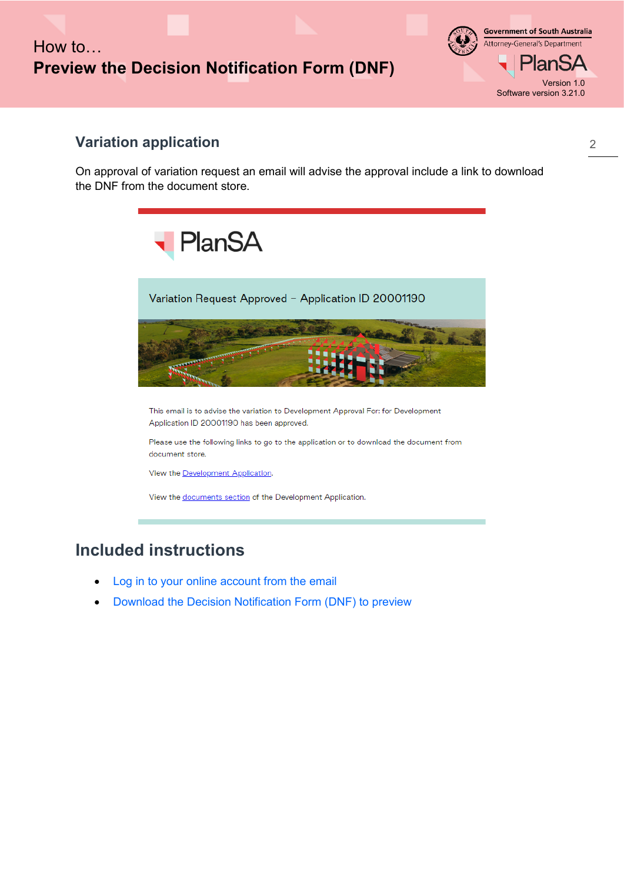## Variation application

On approval of variation request an email will advise the approval include a link to download the DNF from the document store.

PlanSA

Variation Request Approved – Application ID 20001190

This email is to advise the variation to Development Approval For: for Development Application ID 20001190 has been approved.

Please use the following links to go to the application or to download the document from document store.

View the Development Application.

View the documents section of the Development Application.

## Included instructions

- Log in to your online account from the email
- Download the Decision Notification Form (DNF) to preview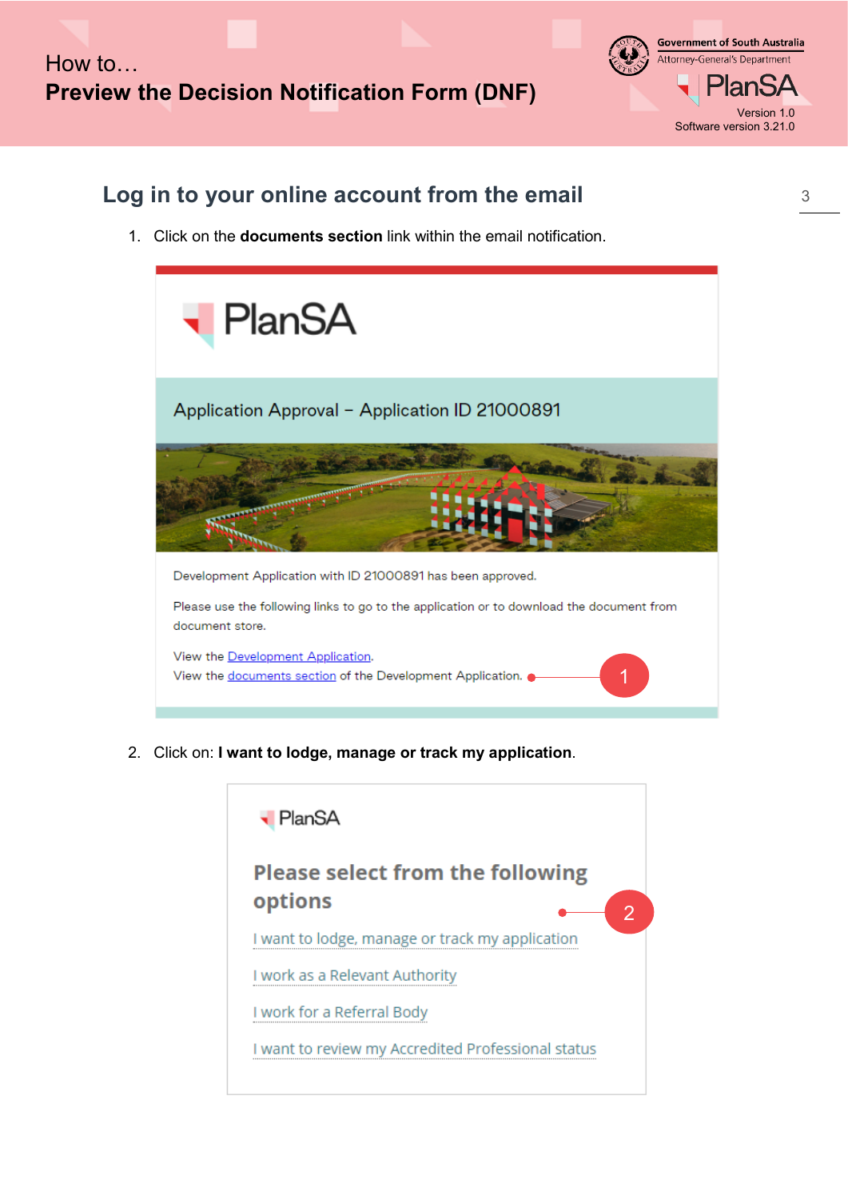## Log in to your online account from the email

1. Click on the **documents section** link within the email notification.

PlanSA

Application Approval – Application ID 21000891

Development Application with ID 21000891 has been approved.

Please use the following links to go to the application or to download the document from document store.

View the Development Application.
View the documents section of the Development Application.

2. Click on: **I want to lodge, manage or track my application**.

PlanSA

Please select from the following options

I want to lodge, manage or track my application

I work as a Relevant Authority

I work for a Referral Body

I want to review my Accredited Professional status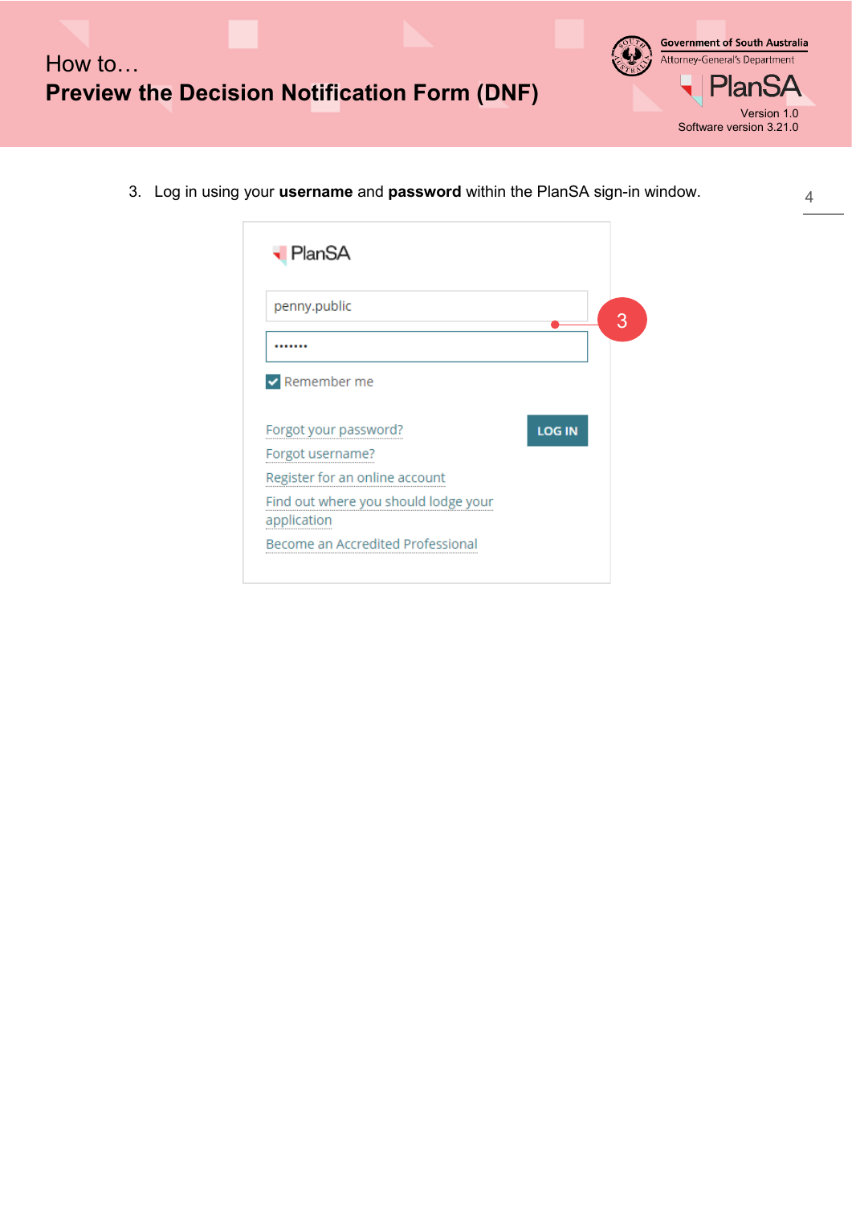3. Log in using your **username** and **password** within the PlanSA sign-in window.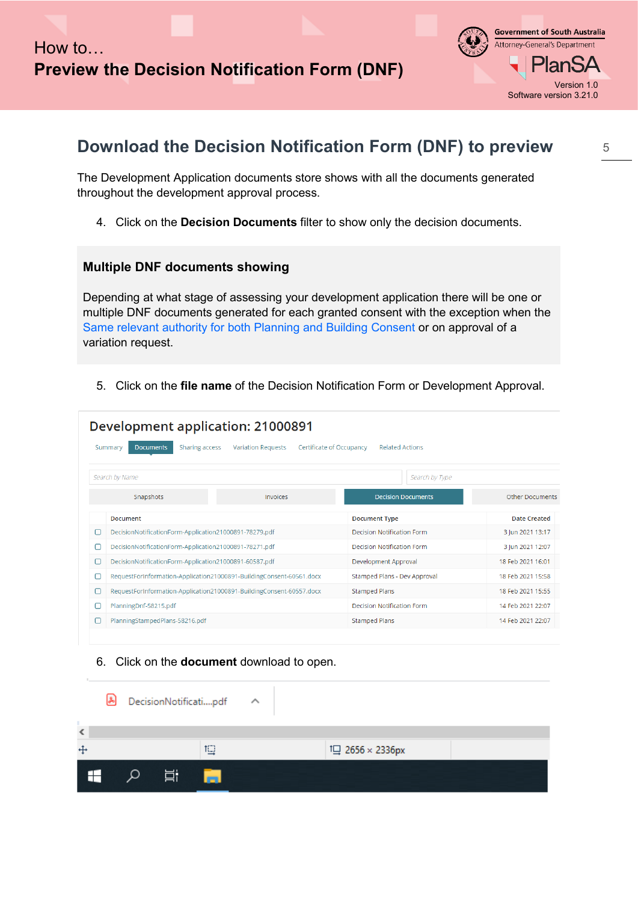## Download the Decision Notification Form (DNF) to preview

The Development Application documents store shows with all the documents generated throughout the development approval process.

4. Click on the **Decision Documents** filter to show only the decision documents.

### Multiple DNF documents showing

Depending at what stage of assessing your development application there will be one or multiple DNF documents generated for each granted consent with the exception when the Same relevant authority for both Planning and Building Consent or on approval of a variation request.

5. Click on the **file name** of the Decision Notification Form or Development Approval.

Development application: 21000891

Summary | Documents | Sharing access | Variation Requests | Certificate of Occupancy | Related Actions

Search by Name | Search by Type

Snapshots | Invoices | Decision Documents | Other Documents

| Document | Document Type | Date Created |
|---|---|---|
| DecisionNotificationForm-Application21000891-78279.pdf | Decision Notification Form | 3 Jun 2021 13:17 |
| DecisionNotificationForm-Application21000891-78271.pdf | Decision Notification Form | 3 Jun 2021 12:07 |
| DecisionNotificationForm-Application21000891-60587.pdf | Development Approval | 18 Feb 2021 16:01 |
| RequestForInformation-Application21000891-BuildingConsent-60561.docx | Stamped Plans - Dev Approval | 18 Feb 2021 15:58 |
| RequestForInformation-Application21000891-BuildingConsent-60557.docx | Stamped Plans | 18 Feb 2021 15:55 |
| PlanningDnf-58215.pdf | Decision Notification Form | 14 Feb 2021 22:07 |
| PlanningStampedPlans-58216.pdf | Stamped Plans | 14 Feb 2021 22:07 |

6. Click on the **document** download to open.

DecisionNotificati....pdf

2656 × 2336px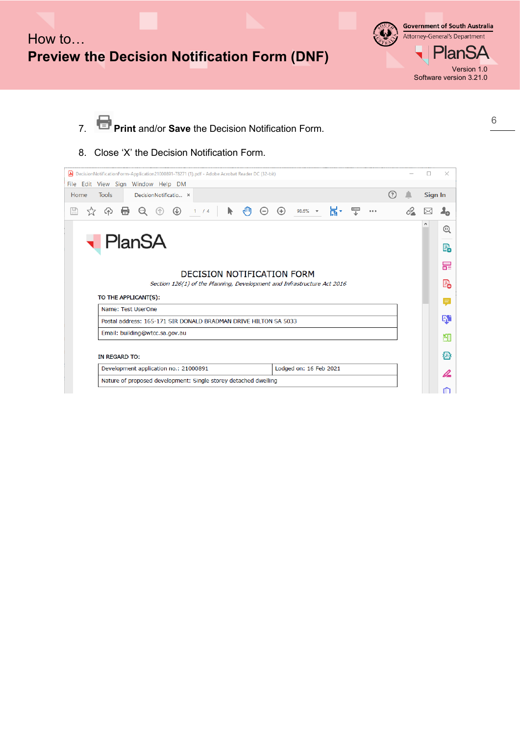7. **Print** and/or **Save** the Decision Notification Form.

8. Close 'X' the Decision Notification Form.